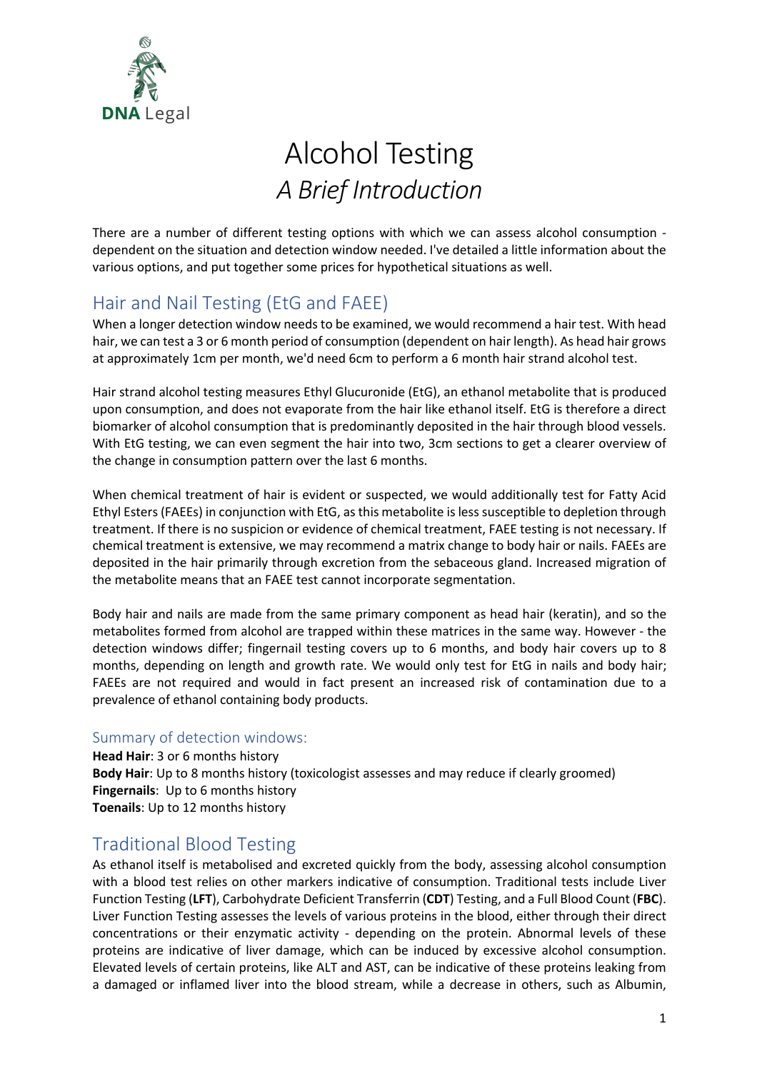# Alcohol Testing

## *A Brief Introduction*

There are a number of different testing options with which we can assess alcohol consumption - dependent on the situation and detection window needed. I've detailed a little information about the various options, and put together some prices for hypothetical situations as well.

## Hair and Nail Testing (EtG and FAEE)

When a longer detection window needs to be examined, we would recommend a hair test. With head hair, we can test a 3 or 6 month period of consumption (dependent on hair length). As head hair grows at approximately 1cm per month, we'd need 6cm to perform a 6 month hair strand alcohol test.

Hair strand alcohol testing measures Ethyl Glucuronide (EtG), an ethanol metabolite that is produced upon consumption, and does not evaporate from the hair like ethanol itself. EtG is therefore a direct biomarker of alcohol consumption that is predominantly deposited in the hair through blood vessels. With EtG testing, we can even segment the hair into two, 3cm sections to get a clearer overview of the change in consumption pattern over the last 6 months.

When chemical treatment of hair is evident or suspected, we would additionally test for Fatty Acid Ethyl Esters (FAEEs) in conjunction with EtG, as this metabolite is less susceptible to depletion through treatment. If there is no suspicion or evidence of chemical treatment, FAEE testing is not necessary. If chemical treatment is extensive, we may recommend a matrix change to body hair or nails. FAEEs are deposited in the hair primarily through excretion from the sebaceous gland. Increased migration of the metabolite means that an FAEE test cannot incorporate segmentation.

Body hair and nails are made from the same primary component as head hair (keratin), and so the metabolites formed from alcohol are trapped within these matrices in the same way. However - the detection windows differ; fingernail testing covers up to 6 months, and body hair covers up to 8 months, depending on length and growth rate. We would only test for EtG in nails and body hair; FAEEs are not required and would in fact present an increased risk of contamination due to a prevalence of ethanol containing body products.

### Summary of detection windows:

**Head Hair**: 3 or 6 months history
**Body Hair**: Up to 8 months history (toxicologist assesses and may reduce if clearly groomed)
**Fingernails**: Up to 6 months history
**Toenails**: Up to 12 months history

## Traditional Blood Testing

As ethanol itself is metabolised and excreted quickly from the body, assessing alcohol consumption with a blood test relies on other markers indicative of consumption. Traditional tests include Liver Function Testing (**LFT**), Carbohydrate Deficient Transferrin (**CDT**) Testing, and a Full Blood Count (**FBC**). Liver Function Testing assesses the levels of various proteins in the blood, either through their direct concentrations or their enzymatic activity - depending on the protein. Abnormal levels of these proteins are indicative of liver damage, which can be induced by excessive alcohol consumption. Elevated levels of certain proteins, like ALT and AST, can be indicative of these proteins leaking from a damaged or inflamed liver into the blood stream, while a decrease in others, such as Albumin,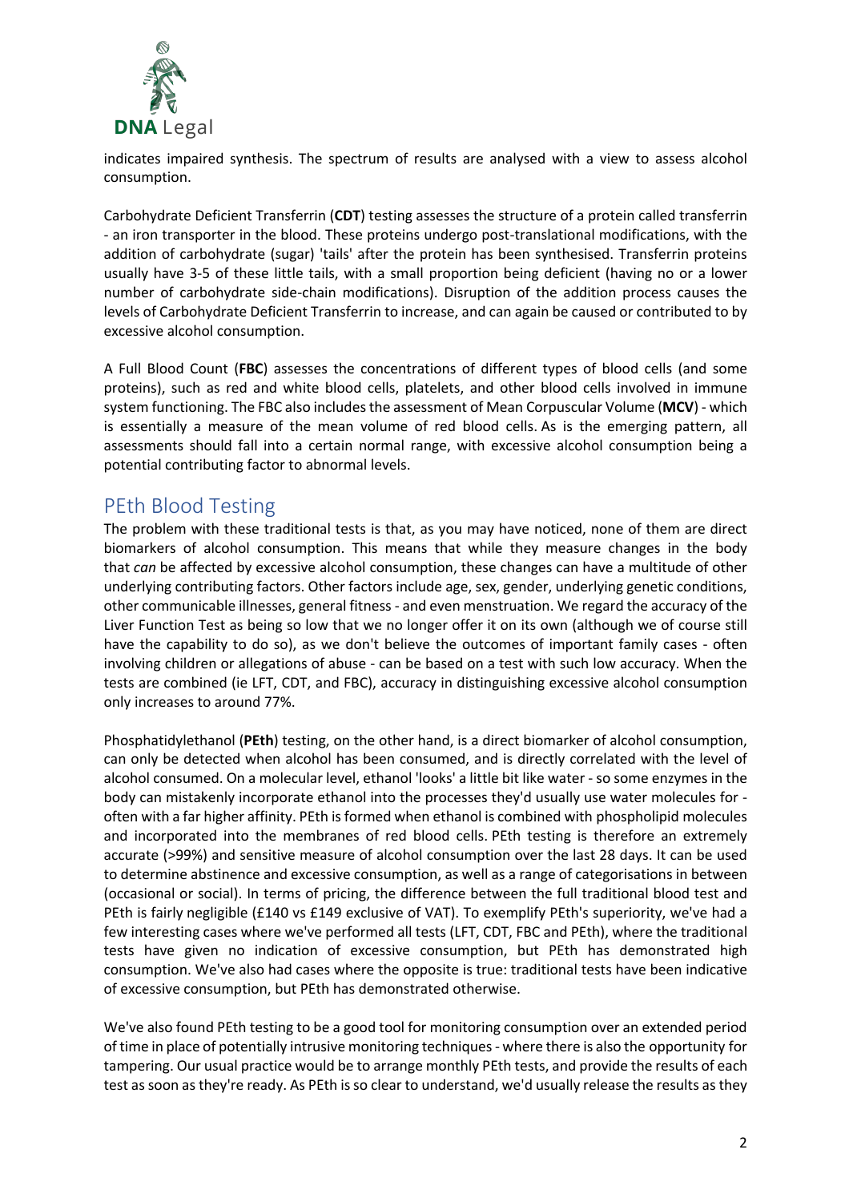indicates impaired synthesis. The spectrum of results are analysed with a view to assess alcohol consumption.

Carbohydrate Deficient Transferrin (**CDT**) testing assesses the structure of a protein called transferrin - an iron transporter in the blood. These proteins undergo post-translational modifications, with the addition of carbohydrate (sugar) 'tails' after the protein has been synthesised. Transferrin proteins usually have 3-5 of these little tails, with a small proportion being deficient (having no or a lower number of carbohydrate side-chain modifications). Disruption of the addition process causes the levels of Carbohydrate Deficient Transferrin to increase, and can again be caused or contributed to by excessive alcohol consumption.

A Full Blood Count (**FBC**) assesses the concentrations of different types of blood cells (and some proteins), such as red and white blood cells, platelets, and other blood cells involved in immune system functioning. The FBC also includes the assessment of Mean Corpuscular Volume (**MCV**) - which is essentially a measure of the mean volume of red blood cells. As is the emerging pattern, all assessments should fall into a certain normal range, with excessive alcohol consumption being a potential contributing factor to abnormal levels.

## PEth Blood Testing

The problem with these traditional tests is that, as you may have noticed, none of them are direct biomarkers of alcohol consumption. This means that while they measure changes in the body that *can* be affected by excessive alcohol consumption, these changes can have a multitude of other underlying contributing factors. Other factors include age, sex, gender, underlying genetic conditions, other communicable illnesses, general fitness - and even menstruation. We regard the accuracy of the Liver Function Test as being so low that we no longer offer it on its own (although we of course still have the capability to do so), as we don't believe the outcomes of important family cases - often involving children or allegations of abuse - can be based on a test with such low accuracy. When the tests are combined (ie LFT, CDT, and FBC), accuracy in distinguishing excessive alcohol consumption only increases to around 77%.

Phosphatidylethanol (**PEth**) testing, on the other hand, is a direct biomarker of alcohol consumption, can only be detected when alcohol has been consumed, and is directly correlated with the level of alcohol consumed. On a molecular level, ethanol 'looks' a little bit like water - so some enzymes in the body can mistakenly incorporate ethanol into the processes they'd usually use water molecules for - often with a far higher affinity. PEth is formed when ethanol is combined with phospholipid molecules and incorporated into the membranes of red blood cells. PEth testing is therefore an extremely accurate (>99%) and sensitive measure of alcohol consumption over the last 28 days. It can be used to determine abstinence and excessive consumption, as well as a range of categorisations in between (occasional or social). In terms of pricing, the difference between the full traditional blood test and PEth is fairly negligible (£140 vs £149 exclusive of VAT). To exemplify PEth's superiority, we've had a few interesting cases where we've performed all tests (LFT, CDT, FBC and PEth), where the traditional tests have given no indication of excessive consumption, but PEth has demonstrated high consumption. We've also had cases where the opposite is true: traditional tests have been indicative of excessive consumption, but PEth has demonstrated otherwise.

We've also found PEth testing to be a good tool for monitoring consumption over an extended period of time in place of potentially intrusive monitoring techniques - where there is also the opportunity for tampering. Our usual practice would be to arrange monthly PEth tests, and provide the results of each test as soon as they're ready. As PEth is so clear to understand, we'd usually release the results as they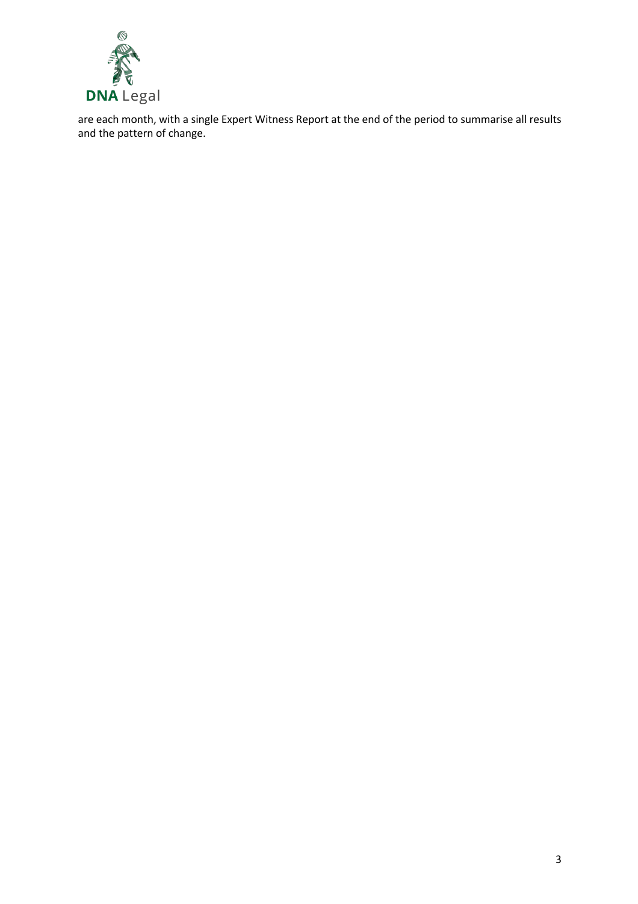are each month, with a single Expert Witness Report at the end of the period to summarise all results and the pattern of change.